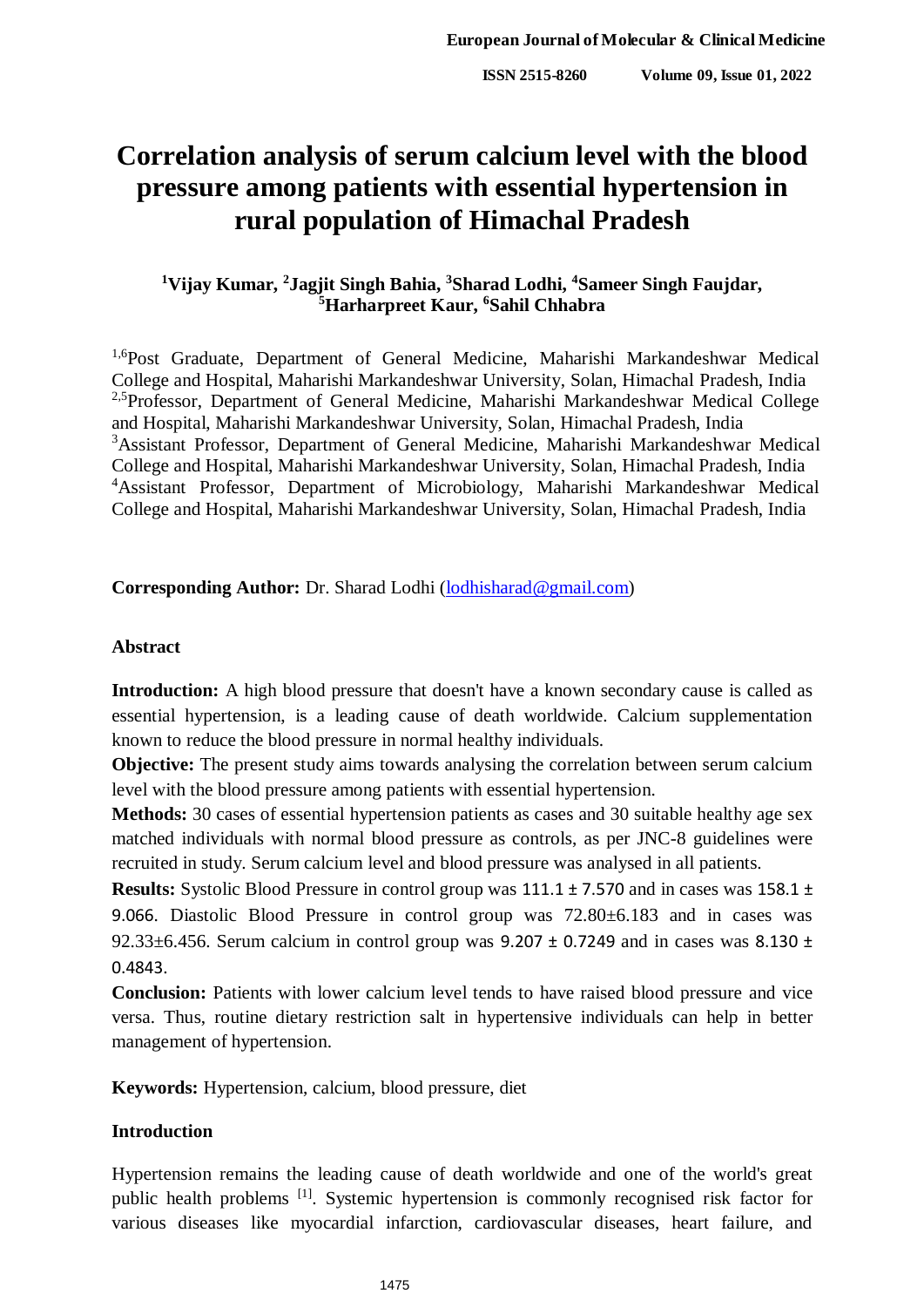# Correlation analysis of serum calcium level with the blood pressure among patients with essential hypertension in rural population of Himachal Pradesh

**[1]Vijay Kumar, [2]Jagjit Singh Bahia, [3]Sharad Lodhi, [4]Sameer Singh Faujdar, [5]Harharpreet Kaur, [6]Sahil Chhabra**

[1,6]Post Graduate, Department of General Medicine, Maharishi Markandeshwar Medical College and Hospital, Maharishi Markandeshwar University, Solan, Himachal Pradesh, India
[2,5]Professor, Department of General Medicine, Maharishi Markandeshwar Medical College and Hospital, Maharishi Markandeshwar University, Solan, Himachal Pradesh, India
[3]Assistant Professor, Department of General Medicine, Maharishi Markandeshwar Medical College and Hospital, Maharishi Markandeshwar University, Solan, Himachal Pradesh, India
[4]Assistant Professor, Department of Microbiology, Maharishi Markandeshwar Medical College and Hospital, Maharishi Markandeshwar University, Solan, Himachal Pradesh, India

**Corresponding Author:** Dr. Sharad Lodhi (lodhisharad@gmail.com)

## Abstract

**Introduction:** A high blood pressure that doesn't have a known secondary cause is called as essential hypertension, is a leading cause of death worldwide. Calcium supplementation known to reduce the blood pressure in normal healthy individuals.

**Objective:** The present study aims towards analysing the correlation between serum calcium level with the blood pressure among patients with essential hypertension.

**Methods:** 30 cases of essential hypertension patients as cases and 30 suitable healthy age sex matched individuals with normal blood pressure as controls, as per JNC-8 guidelines were recruited in study. Serum calcium level and blood pressure was analysed in all patients.

**Results:** Systolic Blood Pressure in control group was 111.1 ± 7.570 and in cases was 158.1 ± 9.066. Diastolic Blood Pressure in control group was 72.80±6.183 and in cases was 92.33±6.456. Serum calcium in control group was 9.207 ± 0.7249 and in cases was 8.130 ± 0.4843.

**Conclusion:** Patients with lower calcium level tends to have raised blood pressure and vice versa. Thus, routine dietary restriction salt in hypertensive individuals can help in better management of hypertension.

**Keywords:** Hypertension, calcium, blood pressure, diet

## Introduction

Hypertension remains the leading cause of death worldwide and one of the world's great public health problems [1]. Systemic hypertension is commonly recognised risk factor for various diseases like myocardial infarction, cardiovascular diseases, heart failure, and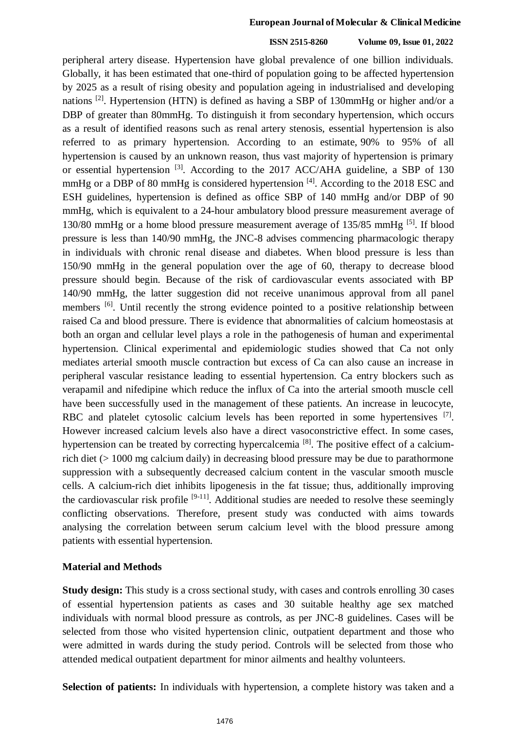peripheral artery disease. Hypertension have global prevalence of one billion individuals. Globally, it has been estimated that one-third of population going to be affected hypertension by 2025 as a result of rising obesity and population ageing in industrialised and developing nations [2]. Hypertension (HTN) is defined as having a SBP of 130mmHg or higher and/or a DBP of greater than 80mmHg. To distinguish it from secondary hypertension, which occurs as a result of identified reasons such as renal artery stenosis, essential hypertension is also referred to as primary hypertension. According to an estimate, 90% to 95% of all hypertension is caused by an unknown reason, thus vast majority of hypertension is primary or essential hypertension [3]. According to the 2017 ACC/AHA guideline, a SBP of 130 mmHg or a DBP of 80 mmHg is considered hypertension [4]. According to the 2018 ESC and ESH guidelines, hypertension is defined as office SBP of 140 mmHg and/or DBP of 90 mmHg, which is equivalent to a 24-hour ambulatory blood pressure measurement average of 130/80 mmHg or a home blood pressure measurement average of 135/85 mmHg [5]. If blood pressure is less than 140/90 mmHg, the JNC-8 advises commencing pharmacologic therapy in individuals with chronic renal disease and diabetes. When blood pressure is less than 150/90 mmHg in the general population over the age of 60, therapy to decrease blood pressure should begin. Because of the risk of cardiovascular events associated with BP 140/90 mmHg, the latter suggestion did not receive unanimous approval from all panel members [6]. Until recently the strong evidence pointed to a positive relationship between raised Ca and blood pressure. There is evidence that abnormalities of calcium homeostasis at both an organ and cellular level plays a role in the pathogenesis of human and experimental hypertension. Clinical experimental and epidemiologic studies showed that Ca not only mediates arterial smooth muscle contraction but excess of Ca can also cause an increase in peripheral vascular resistance leading to essential hypertension. Ca entry blockers such as verapamil and nifedipine which reduce the influx of Ca into the arterial smooth muscle cell have been successfully used in the management of these patients. An increase in leucocyte, RBC and platelet cytosolic calcium levels has been reported in some hypertensives [7]. However increased calcium levels also have a direct vasoconstrictive effect. In some cases, hypertension can be treated by correcting hypercalcemia [8]. The positive effect of a calcium-rich diet (> 1000 mg calcium daily) in decreasing blood pressure may be due to parathormone suppression with a subsequently decreased calcium content in the vascular smooth muscle cells. A calcium-rich diet inhibits lipogenesis in the fat tissue; thus, additionally improving the cardiovascular risk profile [9-11]. Additional studies are needed to resolve these seemingly conflicting observations. Therefore, present study was conducted with aims towards analysing the correlation between serum calcium level with the blood pressure among patients with essential hypertension.

## Material and Methods

**Study design:** This study is a cross sectional study, with cases and controls enrolling 30 cases of essential hypertension patients as cases and 30 suitable healthy age sex matched individuals with normal blood pressure as controls, as per JNC-8 guidelines. Cases will be selected from those who visited hypertension clinic, outpatient department and those who were admitted in wards during the study period. Controls will be selected from those who attended medical outpatient department for minor ailments and healthy volunteers.

**Selection of patients:** In individuals with hypertension, a complete history was taken and a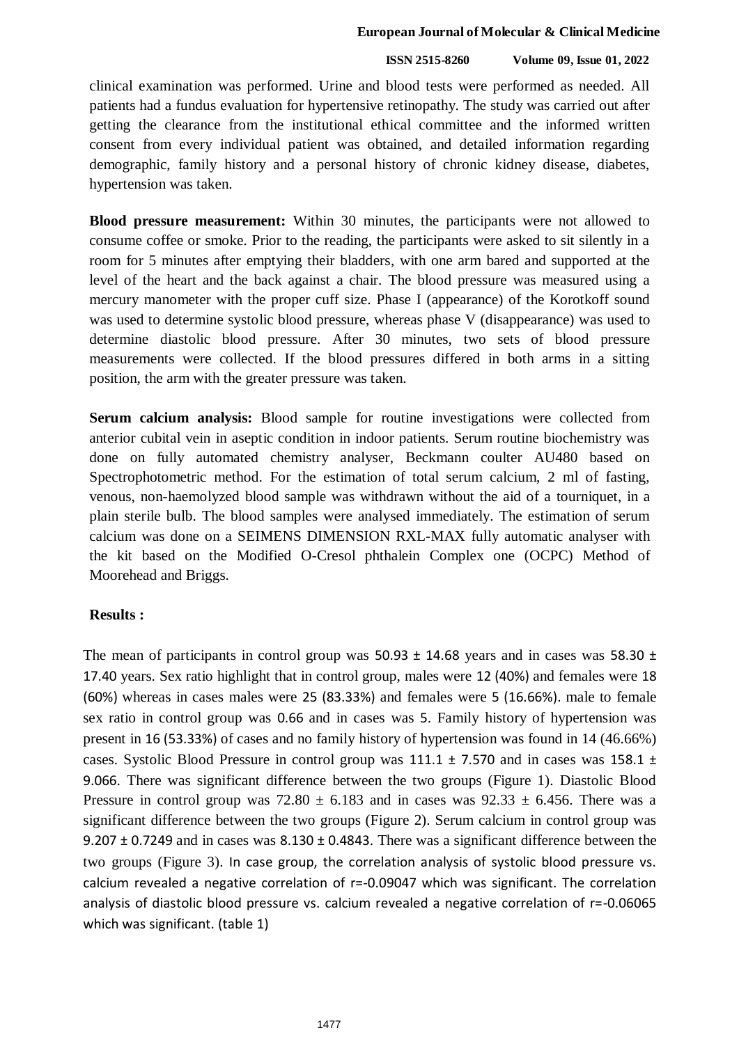clinical examination was performed. Urine and blood tests were performed as needed. All patients had a fundus evaluation for hypertensive retinopathy. The study was carried out after getting the clearance from the institutional ethical committee and the informed written consent from every individual patient was obtained, and detailed information regarding demographic, family history and a personal history of chronic kidney disease, diabetes, hypertension was taken.

**Blood pressure measurement:** Within 30 minutes, the participants were not allowed to consume coffee or smoke. Prior to the reading, the participants were asked to sit silently in a room for 5 minutes after emptying their bladders, with one arm bared and supported at the level of the heart and the back against a chair. The blood pressure was measured using a mercury manometer with the proper cuff size. Phase I (appearance) of the Korotkoff sound was used to determine systolic blood pressure, whereas phase V (disappearance) was used to determine diastolic blood pressure. After 30 minutes, two sets of blood pressure measurements were collected. If the blood pressures differed in both arms in a sitting position, the arm with the greater pressure was taken.

**Serum calcium analysis:** Blood sample for routine investigations were collected from anterior cubital vein in aseptic condition in indoor patients. Serum routine biochemistry was done on fully automated chemistry analyser, Beckmann coulter AU480 based on Spectrophotometric method. For the estimation of total serum calcium, 2 ml of fasting, venous, non-haemolyzed blood sample was withdrawn without the aid of a tourniquet, in a plain sterile bulb. The blood samples were analysed immediately. The estimation of serum calcium was done on a SEIMENS DIMENSION RXL-MAX fully automatic analyser with the kit based on the Modified O-Cresol phthalein Complex one (OCPC) Method of Moorehead and Briggs.

**Results :**

The mean of participants in control group was 50.93 ± 14.68 years and in cases was 58.30 ± 17.40 years. Sex ratio highlight that in control group, males were 12 (40%) and females were 18 (60%) whereas in cases males were 25 (83.33%) and females were 5 (16.66%). male to female sex ratio in control group was 0.66 and in cases was 5. Family history of hypertension was present in 16 (53.33%) of cases and no family history of hypertension was found in 14 (46.66%) cases. Systolic Blood Pressure in control group was 111.1 ± 7.570 and in cases was 158.1 ± 9.066. There was significant difference between the two groups (Figure 1). Diastolic Blood Pressure in control group was 72.80 ± 6.183 and in cases was 92.33 ± 6.456. There was a significant difference between the two groups (Figure 2). Serum calcium in control group was 9.207 ± 0.7249 and in cases was 8.130 ± 0.4843. There was a significant difference between the two groups (Figure 3). In case group, the correlation analysis of systolic blood pressure vs. calcium revealed a negative correlation of r=-0.09047 which was significant. The correlation analysis of diastolic blood pressure vs. calcium revealed a negative correlation of r=-0.06065 which was significant. (table 1)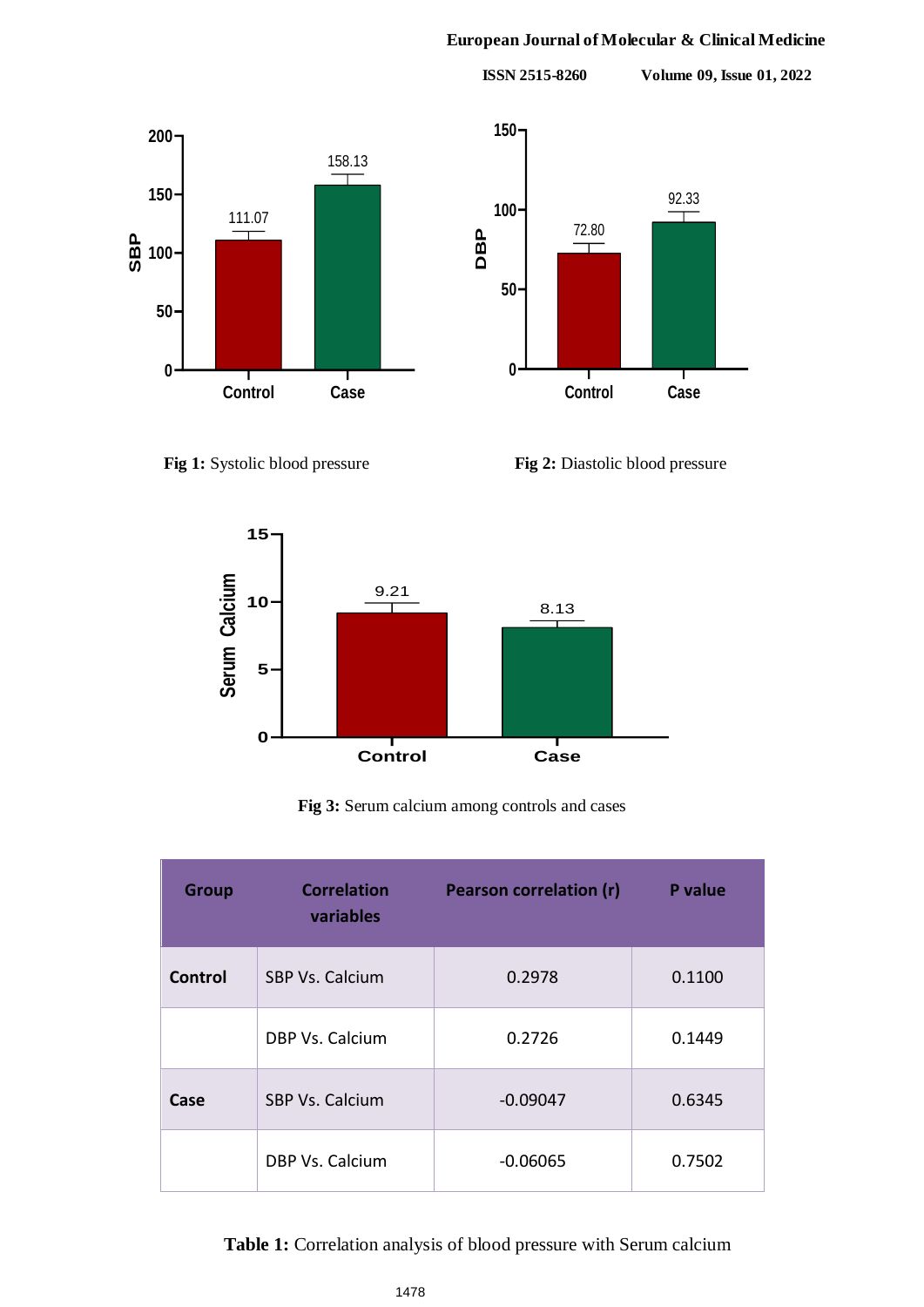**Fig 1:** Systolic blood pressure

**Fig 2:** Diastolic blood pressure

**Fig 3:** Serum calcium among controls and cases

| Group | Correlation variables | Pearson correlation (r) | P value |
|---|---|---|---|
| Control | SBP Vs. Calcium | 0.2978 | 0.1100 |
| | DBP Vs. Calcium | 0.2726 | 0.1449 |
| Case | SBP Vs. Calcium | -0.09047 | 0.6345 |
| | DBP Vs. Calcium | -0.06065 | 0.7502 |

**Table 1:** Correlation analysis of blood pressure with Serum calcium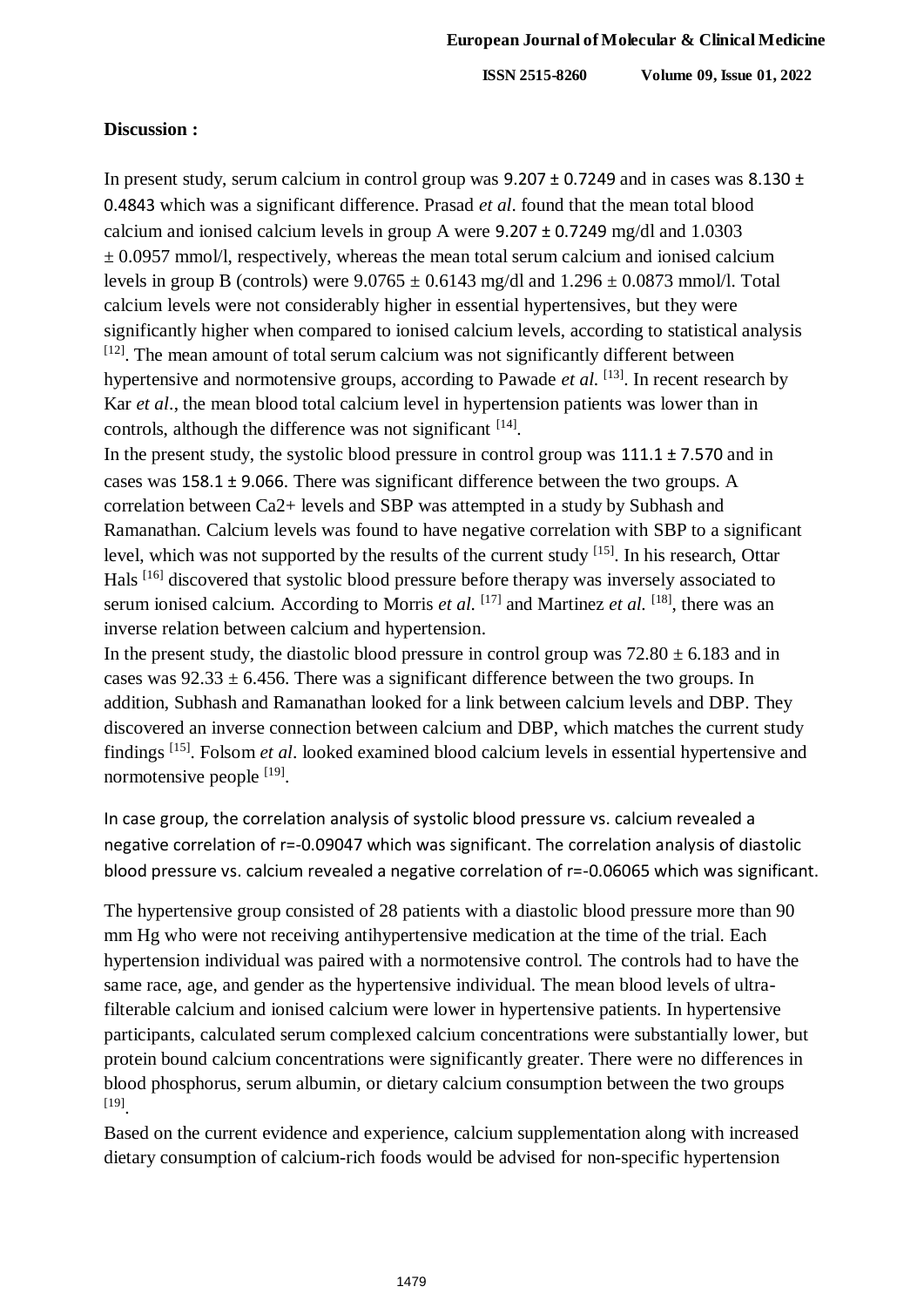**Discussion :**

In present study, serum calcium in control group was 9.207 ± 0.7249 and in cases was 8.130 ± 0.4843 which was a significant difference. Prasad *et al*. found that the mean total blood calcium and ionised calcium levels in group A were 9.207 ± 0.7249 mg/dl and 1.0303 ± 0.0957 mmol/l, respectively, whereas the mean total serum calcium and ionised calcium levels in group B (controls) were 9.0765 ± 0.6143 mg/dl and 1.296 ± 0.0873 mmol/l. Total calcium levels were not considerably higher in essential hypertensives, but they were significantly higher when compared to ionised calcium levels, according to statistical analysis [12]. The mean amount of total serum calcium was not significantly different between hypertensive and normotensive groups, according to Pawade *et al*. [13]. In recent research by Kar *et al*., the mean blood total calcium level in hypertension patients was lower than in controls, although the difference was not significant [14].

In the present study, the systolic blood pressure in control group was 111.1 ± 7.570 and in cases was 158.1 ± 9.066. There was significant difference between the two groups. A correlation between $Ca^{2+}$ levels and SBP was attempted in a study by Subhash and Ramanathan. Calcium levels was found to have negative correlation with SBP to a significant level, which was not supported by the results of the current study [15]. In his research, Ottar Hals [16] discovered that systolic blood pressure before therapy was inversely associated to serum ionised calcium. According to Morris *et al*. [17] and Martinez *et al*. [18], there was an inverse relation between calcium and hypertension.

In the present study, the diastolic blood pressure in control group was 72.80 ± 6.183 and in cases was 92.33 ± 6.456. There was a significant difference between the two groups. In addition, Subhash and Ramanathan looked for a link between calcium levels and DBP. They discovered an inverse connection between calcium and DBP, which matches the current study findings [15]. Folsom *et al*. looked examined blood calcium levels in essential hypertensive and normotensive people [19].

In case group, the correlation analysis of systolic blood pressure vs. calcium revealed a negative correlation of r=-0.09047 which was significant. The correlation analysis of diastolic blood pressure vs. calcium revealed a negative correlation of r=-0.06065 which was significant.

The hypertensive group consisted of 28 patients with a diastolic blood pressure more than 90 mm Hg who were not receiving antihypertensive medication at the time of the trial. Each hypertension individual was paired with a normotensive control. The controls had to have the same race, age, and gender as the hypertensive individual. The mean blood levels of ultra-filterable calcium and ionised calcium were lower in hypertensive patients. In hypertensive participants, calculated serum complexed calcium concentrations were substantially lower, but protein bound calcium concentrations were significantly greater. There were no differences in blood phosphorus, serum albumin, or dietary calcium consumption between the two groups [19].

Based on the current evidence and experience, calcium supplementation along with increased dietary consumption of calcium-rich foods would be advised for non-specific hypertension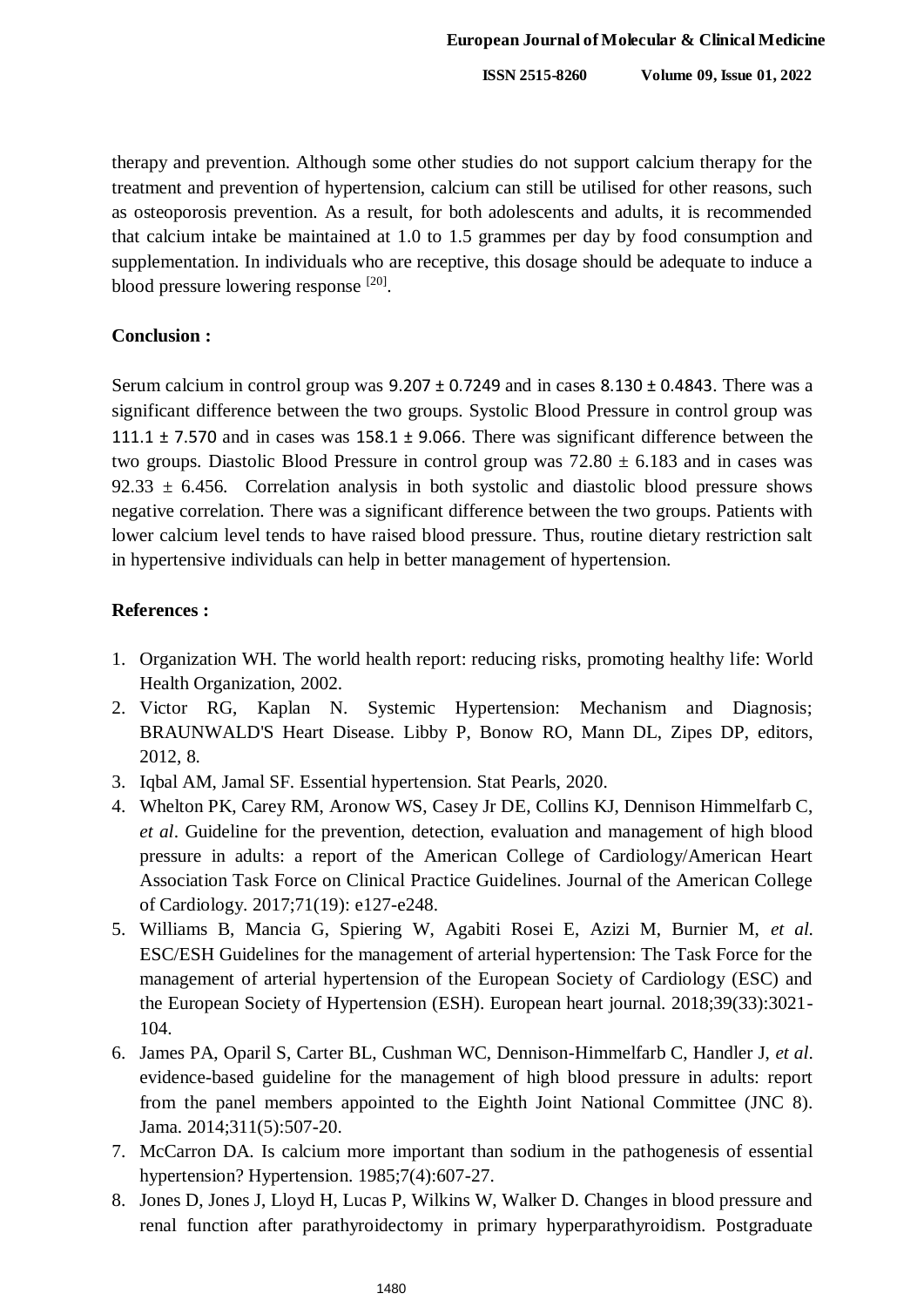therapy and prevention. Although some other studies do not support calcium therapy for the treatment and prevention of hypertension, calcium can still be utilised for other reasons, such as osteoporosis prevention. As a result, for both adolescents and adults, it is recommended that calcium intake be maintained at 1.0 to 1.5 grammes per day by food consumption and supplementation. In individuals who are receptive, this dosage should be adequate to induce a blood pressure lowering response [20].

**Conclusion :**

Serum calcium in control group was 9.207 ± 0.7249 and in cases 8.130 ± 0.4843. There was a significant difference between the two groups. Systolic Blood Pressure in control group was 111.1 ± 7.570 and in cases was 158.1 ± 9.066. There was significant difference between the two groups. Diastolic Blood Pressure in control group was 72.80 ± 6.183 and in cases was 92.33 ± 6.456. Correlation analysis in both systolic and diastolic blood pressure shows negative correlation. There was a significant difference between the two groups. Patients with lower calcium level tends to have raised blood pressure. Thus, routine dietary restriction salt in hypertensive individuals can help in better management of hypertension.

**References :**

1. Organization WH. The world health report: reducing risks, promoting healthy life: World Health Organization, 2002.
2. Victor RG, Kaplan N. Systemic Hypertension: Mechanism and Diagnosis; BRAUNWALD'S Heart Disease. Libby P, Bonow RO, Mann DL, Zipes DP, editors, 2012, 8.
3. Iqbal AM, Jamal SF. Essential hypertension. Stat Pearls, 2020.
4. Whelton PK, Carey RM, Aronow WS, Casey Jr DE, Collins KJ, Dennison Himmelfarb C, *et al*. Guideline for the prevention, detection, evaluation and management of high blood pressure in adults: a report of the American College of Cardiology/American Heart Association Task Force on Clinical Practice Guidelines. Journal of the American College of Cardiology. 2017;71(19): e127-e248.
5. Williams B, Mancia G, Spiering W, Agabiti Rosei E, Azizi M, Burnier M, *et al.* ESC/ESH Guidelines for the management of arterial hypertension: The Task Force for the management of arterial hypertension of the European Society of Cardiology (ESC) and the European Society of Hypertension (ESH). European heart journal. 2018;39(33):3021-104.
6. James PA, Oparil S, Carter BL, Cushman WC, Dennison-Himmelfarb C, Handler J, *et al*. evidence-based guideline for the management of high blood pressure in adults: report from the panel members appointed to the Eighth Joint National Committee (JNC 8). Jama. 2014;311(5):507-20.
7. McCarron DA. Is calcium more important than sodium in the pathogenesis of essential hypertension? Hypertension. 1985;7(4):607-27.
8. Jones D, Jones J, Lloyd H, Lucas P, Wilkins W, Walker D. Changes in blood pressure and renal function after parathyroidectomy in primary hyperparathyroidism. Postgraduate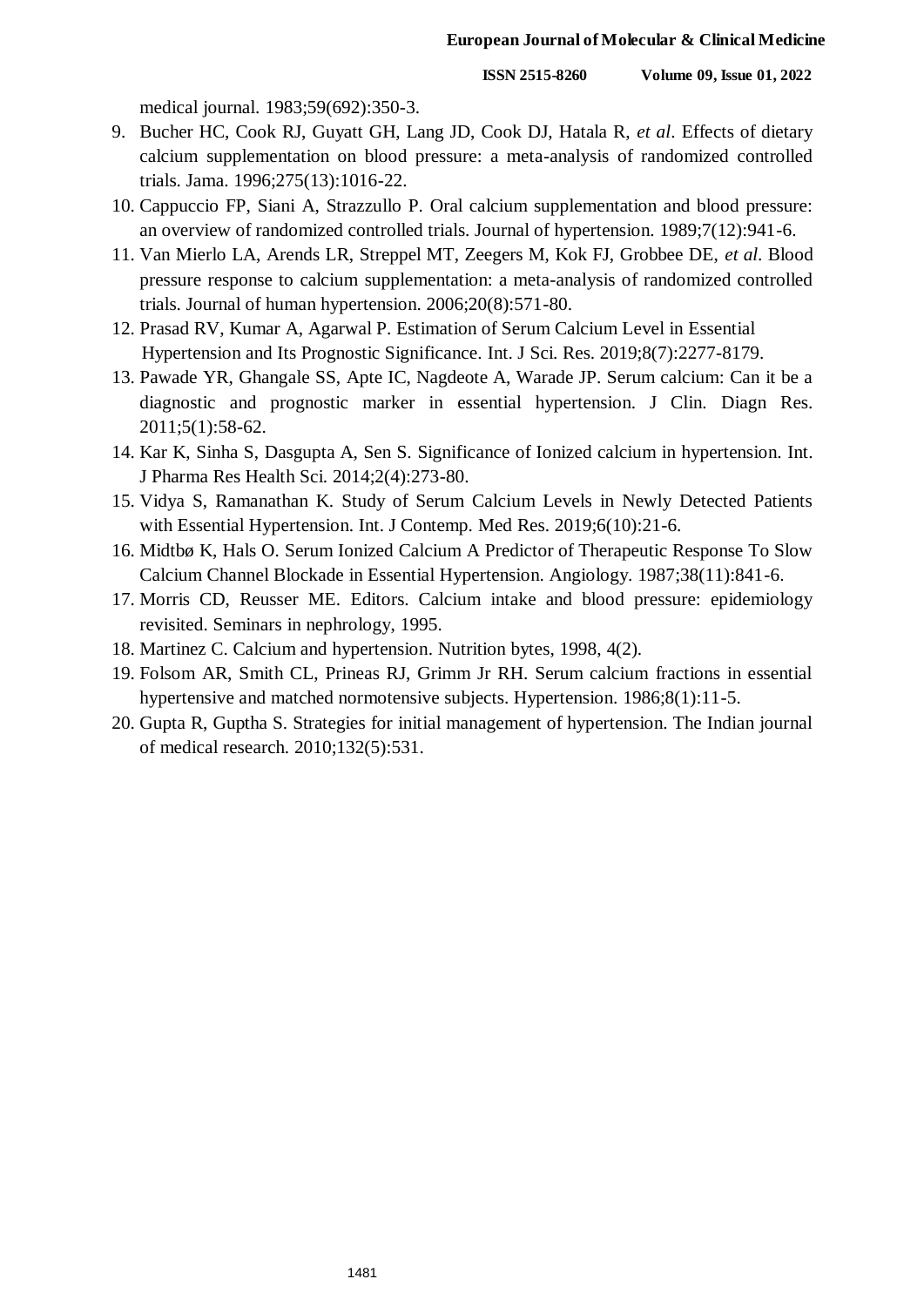medical journal. 1983;59(692):350-3.

9. Bucher HC, Cook RJ, Guyatt GH, Lang JD, Cook DJ, Hatala R, *et al*. Effects of dietary calcium supplementation on blood pressure: a meta-analysis of randomized controlled trials. Jama. 1996;275(13):1016-22.
10. Cappuccio FP, Siani A, Strazzullo P. Oral calcium supplementation and blood pressure: an overview of randomized controlled trials. Journal of hypertension. 1989;7(12):941-6.
11. Van Mierlo LA, Arends LR, Streppel MT, Zeegers M, Kok FJ, Grobbee DE, *et al*. Blood pressure response to calcium supplementation: a meta-analysis of randomized controlled trials. Journal of human hypertension. 2006;20(8):571-80.
12. Prasad RV, Kumar A, Agarwal P. Estimation of Serum Calcium Level in Essential Hypertension and Its Prognostic Significance. Int. J Sci. Res. 2019;8(7):2277-8179.
13. Pawade YR, Ghangale SS, Apte IC, Nagdeote A, Warade JP. Serum calcium: Can it be a diagnostic and prognostic marker in essential hypertension. J Clin. Diagn Res. 2011;5(1):58-62.
14. Kar K, Sinha S, Dasgupta A, Sen S. Significance of Ionized calcium in hypertension. Int. J Pharma Res Health Sci. 2014;2(4):273-80.
15. Vidya S, Ramanathan K. Study of Serum Calcium Levels in Newly Detected Patients with Essential Hypertension. Int. J Contemp. Med Res. 2019;6(10):21-6.
16. Midtbø K, Hals O. Serum Ionized Calcium A Predictor of Therapeutic Response To Slow Calcium Channel Blockade in Essential Hypertension. Angiology. 1987;38(11):841-6.
17. Morris CD, Reusser ME. Editors. Calcium intake and blood pressure: epidemiology revisited. Seminars in nephrology, 1995.
18. Martinez C. Calcium and hypertension. Nutrition bytes, 1998, 4(2).
19. Folsom AR, Smith CL, Prineas RJ, Grimm Jr RH. Serum calcium fractions in essential hypertensive and matched normotensive subjects. Hypertension. 1986;8(1):11-5.
20. Gupta R, Guptha S. Strategies for initial management of hypertension. The Indian journal of medical research. 2010;132(5):531.